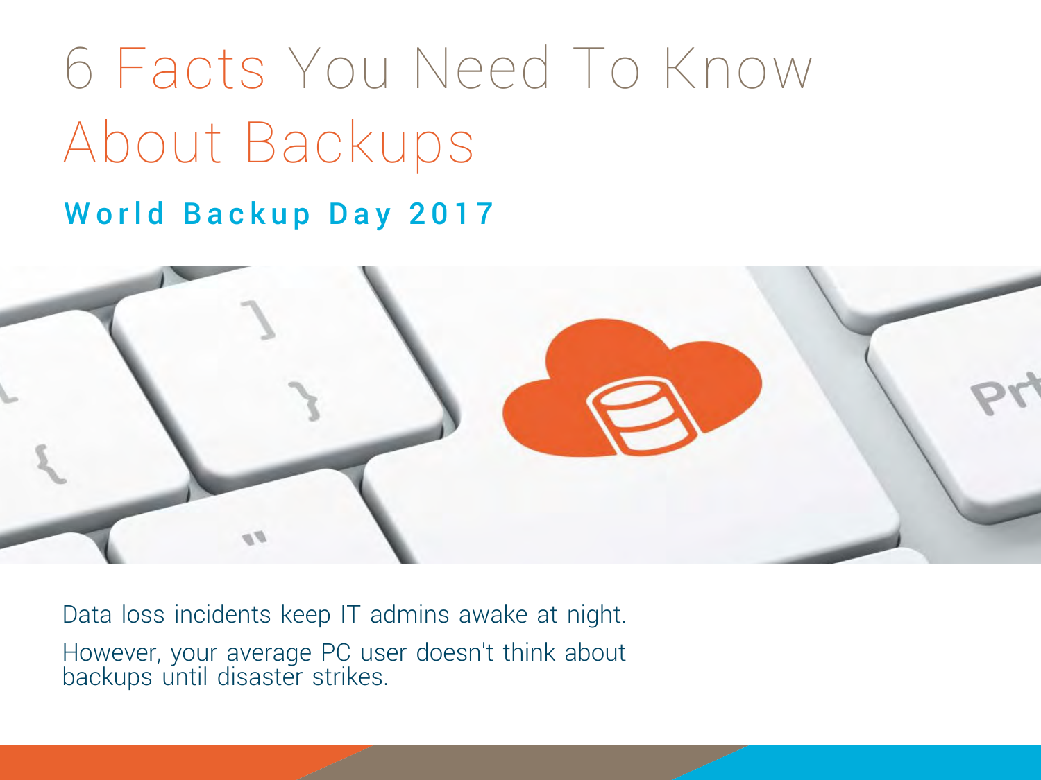# 6 Facts You Need To Know About Backups

## World Backup Day 2017

Data loss incidents keep IT admins awake at night.

However, your average PC user doesn't think about backups until disaster strikes.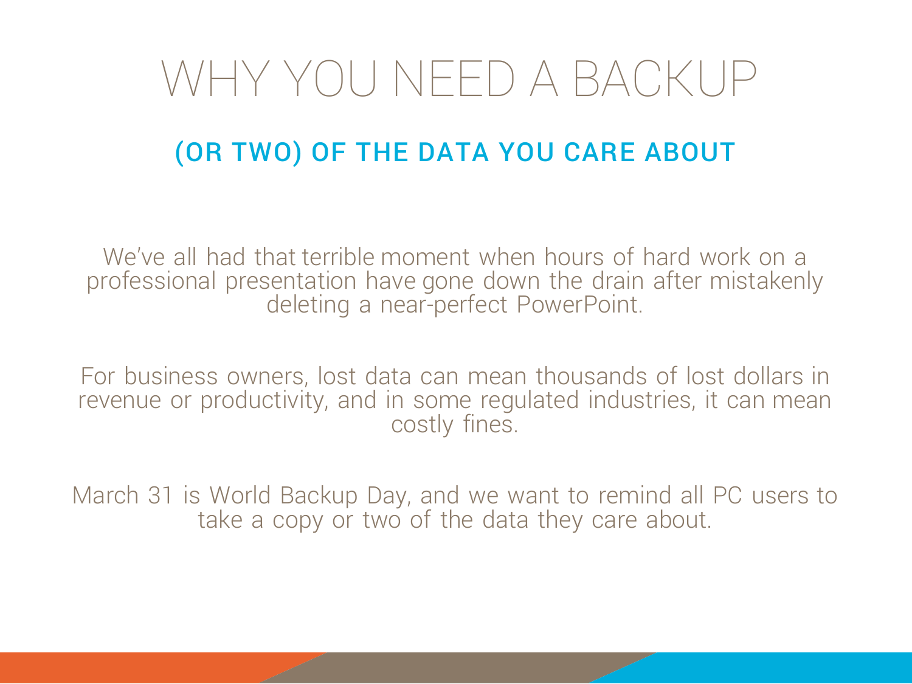# WHY YOU NEED A BACKUP

## (OR TWO) OF THE DATA YOU CARE ABOUT

We've all had that terrible moment when hours of hard work on a professional presentation have gone down the drain after mistakenly deleting a near-perfect PowerPoint.

For business owners, lost data can mean thousands of lost dollars in revenue or productivity, and in some regulated industries, it can mean costly fines.

March 31 is World Backup Day, and we want to remind all PC users to take a copy or two of the data they care about.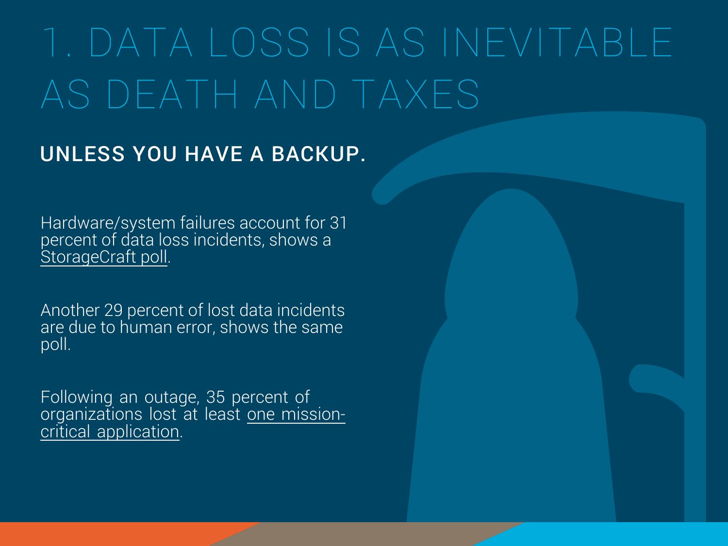# 1. DATA LOSS IS AS INEVITABLE AS DEATH AND TAXES

## UNLESS YOU HAVE A BACKUP.

Hardware/system failures account for 31 percent of data loss incidents, shows a StorageCraft poll.

Another 29 percent of lost data incidents are due to human error, shows the same poll.

Following an outage, 35 percent of organizations lost at least one mission-critical application.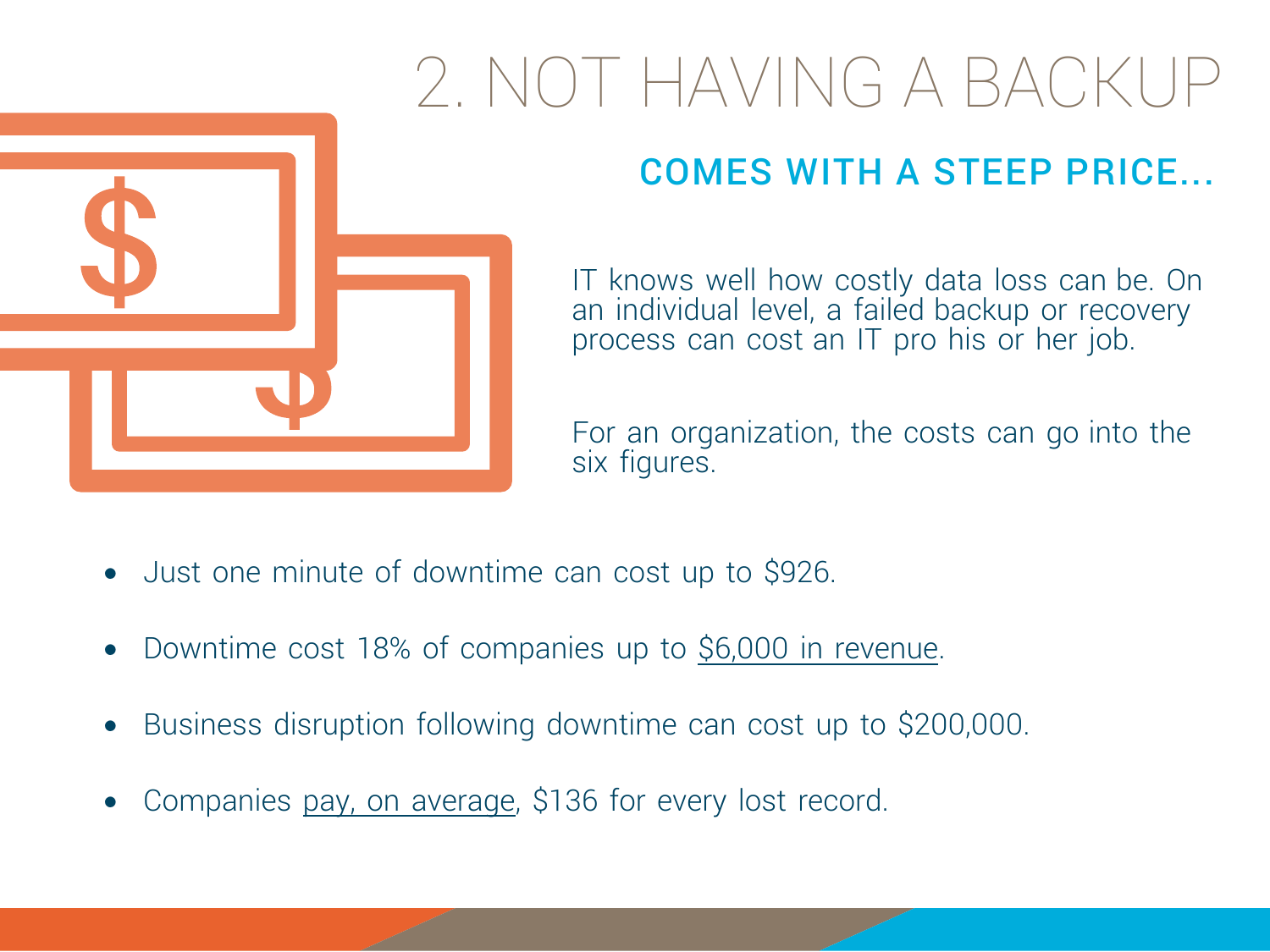# 2. NOT HAVING A BACKUP

## COMES WITH A STEEP PRICE...

IT knows well how costly data loss can be. On an individual level, a failed backup or recovery process can cost an IT pro his or her job.

For an organization, the costs can go into the six figures.

- Just one minute of downtime can cost up to $926.
- Downtime cost 18% of companies up to $6,000 in revenue.
- Business disruption following downtime can cost up to $200,000.
- Companies pay, on average, $136 for every lost record.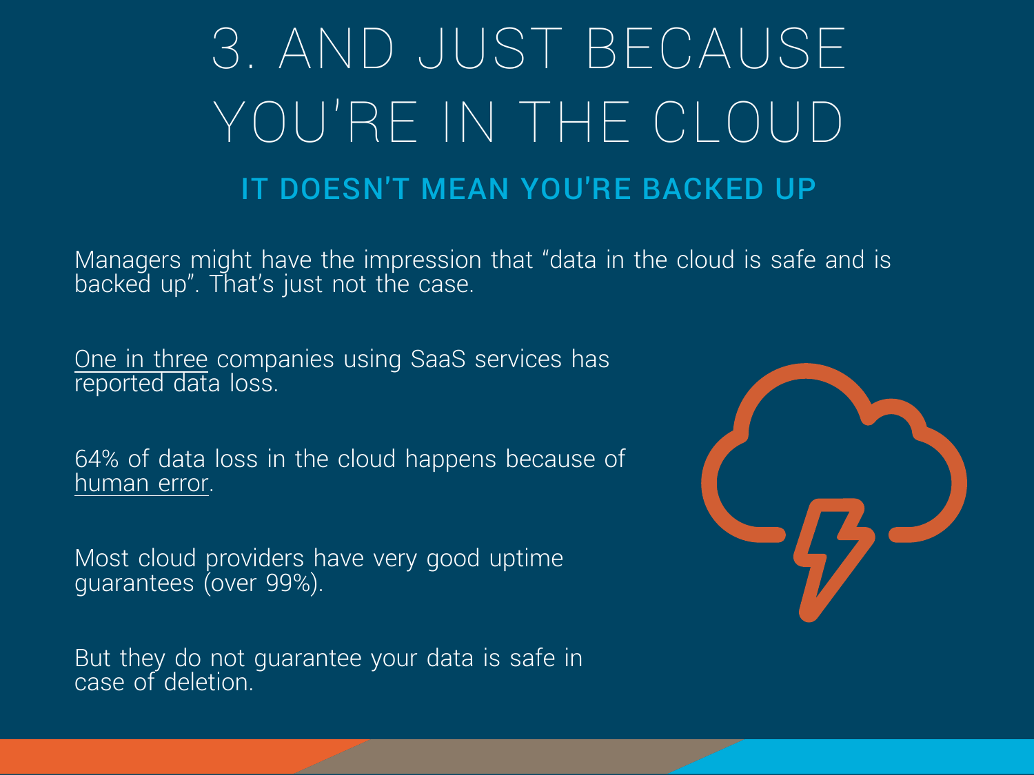# 3. AND JUST BECAUSE YOU'RE IN THE CLOUD

## IT DOESN'T MEAN YOU'RE BACKED UP

Managers might have the impression that "data in the cloud is safe and is backed up". That's just not the case.

One in three companies using SaaS services has reported data loss.

64% of data loss in the cloud happens because of human error.

Most cloud providers have very good uptime guarantees (over 99%).

But they do not guarantee your data is safe in case of deletion.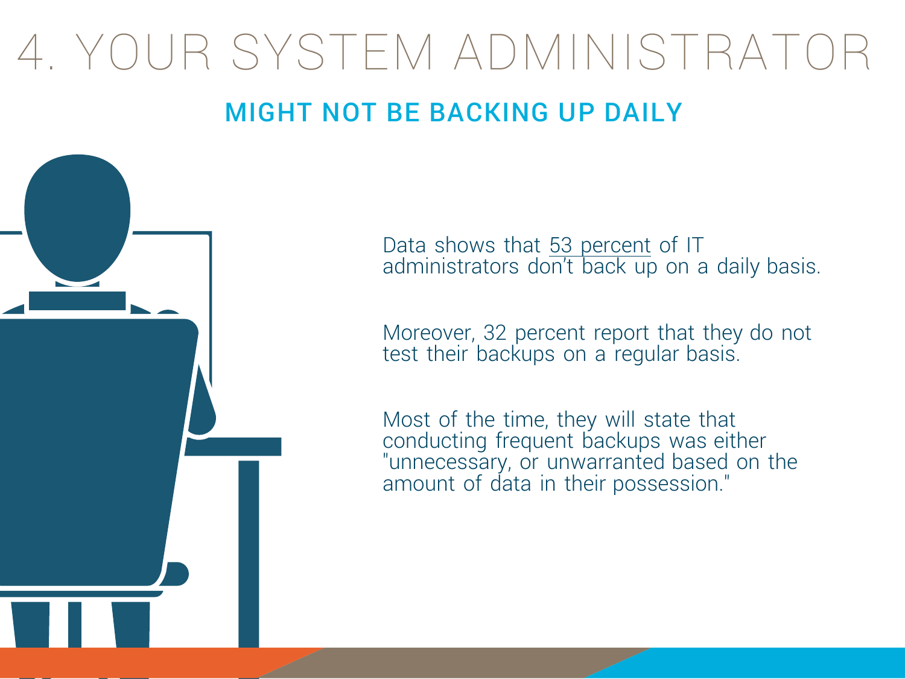# 4. YOUR SYSTEM ADMINISTRATOR

## MIGHT NOT BE BACKING UP DAILY

Data shows that 53 percent of IT administrators don't back up on a daily basis.

Moreover, 32 percent report that they do not test their backups on a regular basis.

Most of the time, they will state that conducting frequent backups was either "unnecessary, or unwarranted based on the amount of data in their possession."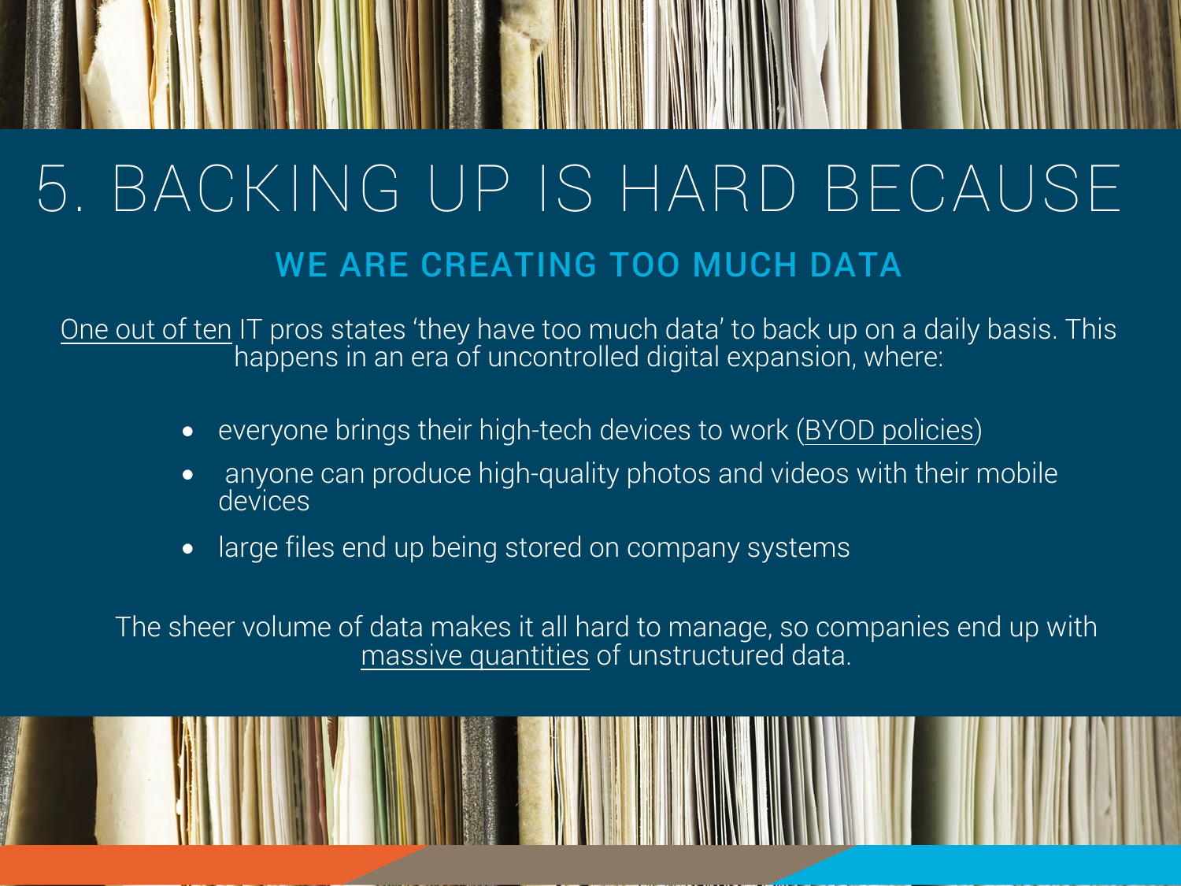# 5. BACKING UP IS HARD BECAUSE

## WE ARE CREATING TOO MUCH DATA

One out of ten IT pros states 'they have too much data' to back up on a daily basis. This happens in an era of uncontrolled digital expansion, where:

- everyone brings their high-tech devices to work (BYOD policies)
- anyone can produce high-quality photos and videos with their mobile devices
- large files end up being stored on company systems

The sheer volume of data makes it all hard to manage, so companies end up with massive quantities of unstructured data.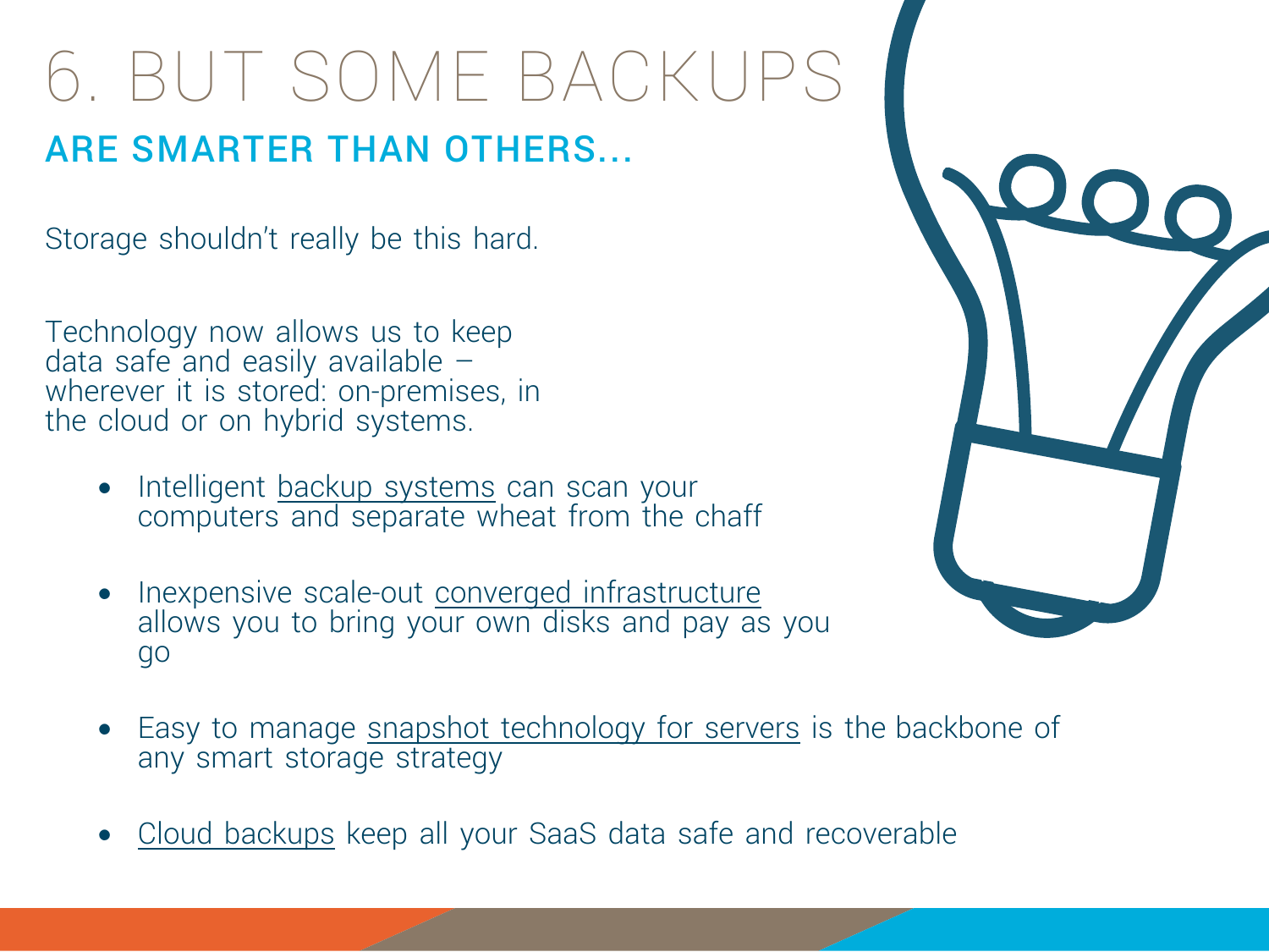# 6. BUT SOME BACKUPS

## ARE SMARTER THAN OTHERS...

Storage shouldn't really be this hard.

Technology now allows us to keep data safe and easily available – wherever it is stored: on-premises, in the cloud or on hybrid systems.

- Intelligent backup systems can scan your computers and separate wheat from the chaff
- Inexpensive scale-out converged infrastructure allows you to bring your own disks and pay as you go
- Easy to manage snapshot technology for servers is the backbone of any smart storage strategy
- Cloud backups keep all your SaaS data safe and recoverable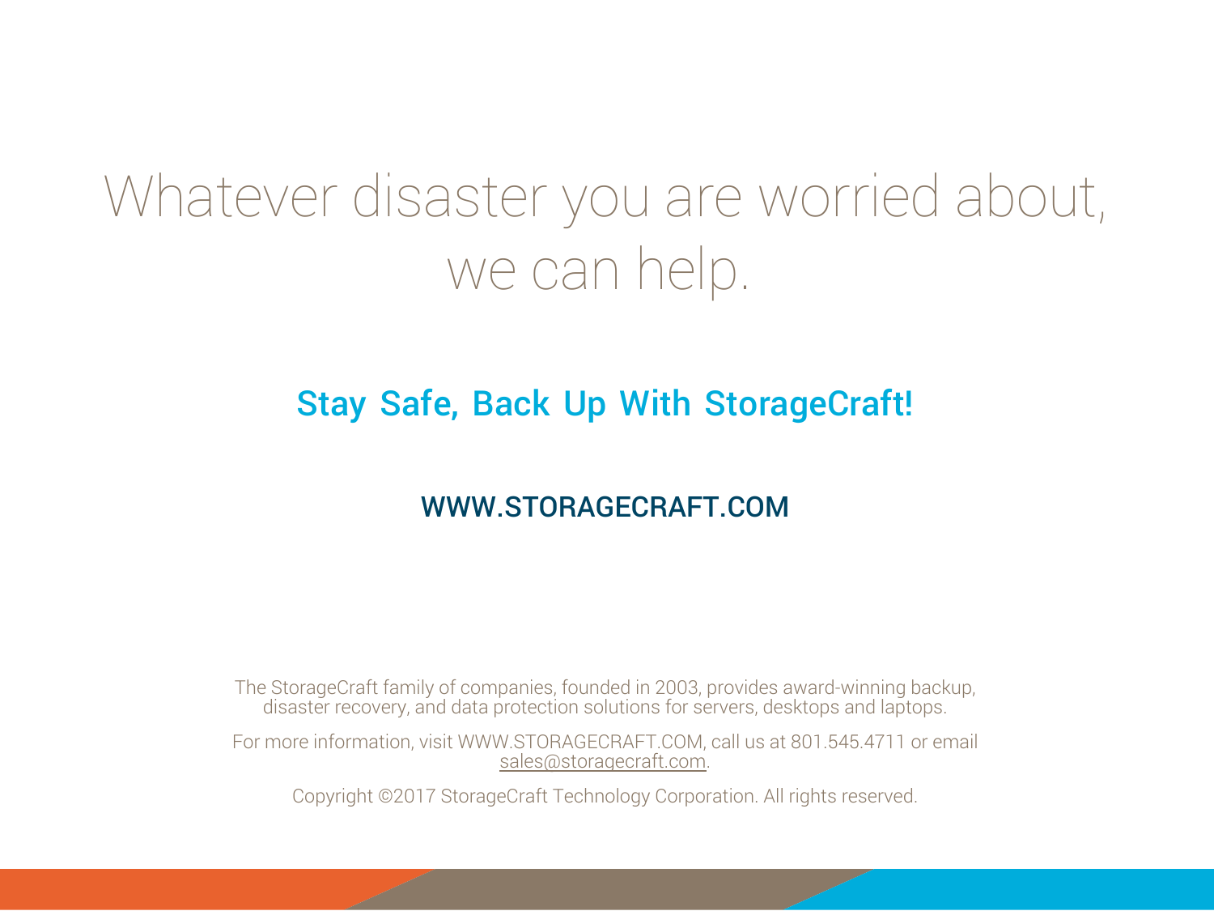# Whatever disaster you are worried about, we can help.

## Stay Safe, Back Up With StorageCraft!

**WWW.STORAGECRAFT.COM**

The StorageCraft family of companies, founded in 2003, provides award-winning backup, disaster recovery, and data protection solutions for servers, desktops and laptops.

For more information, visit WWW.STORAGECRAFT.COM, call us at 801.545.4711 or email sales@storagecraft.com.

Copyright ©2017 StorageCraft Technology Corporation. All rights reserved.